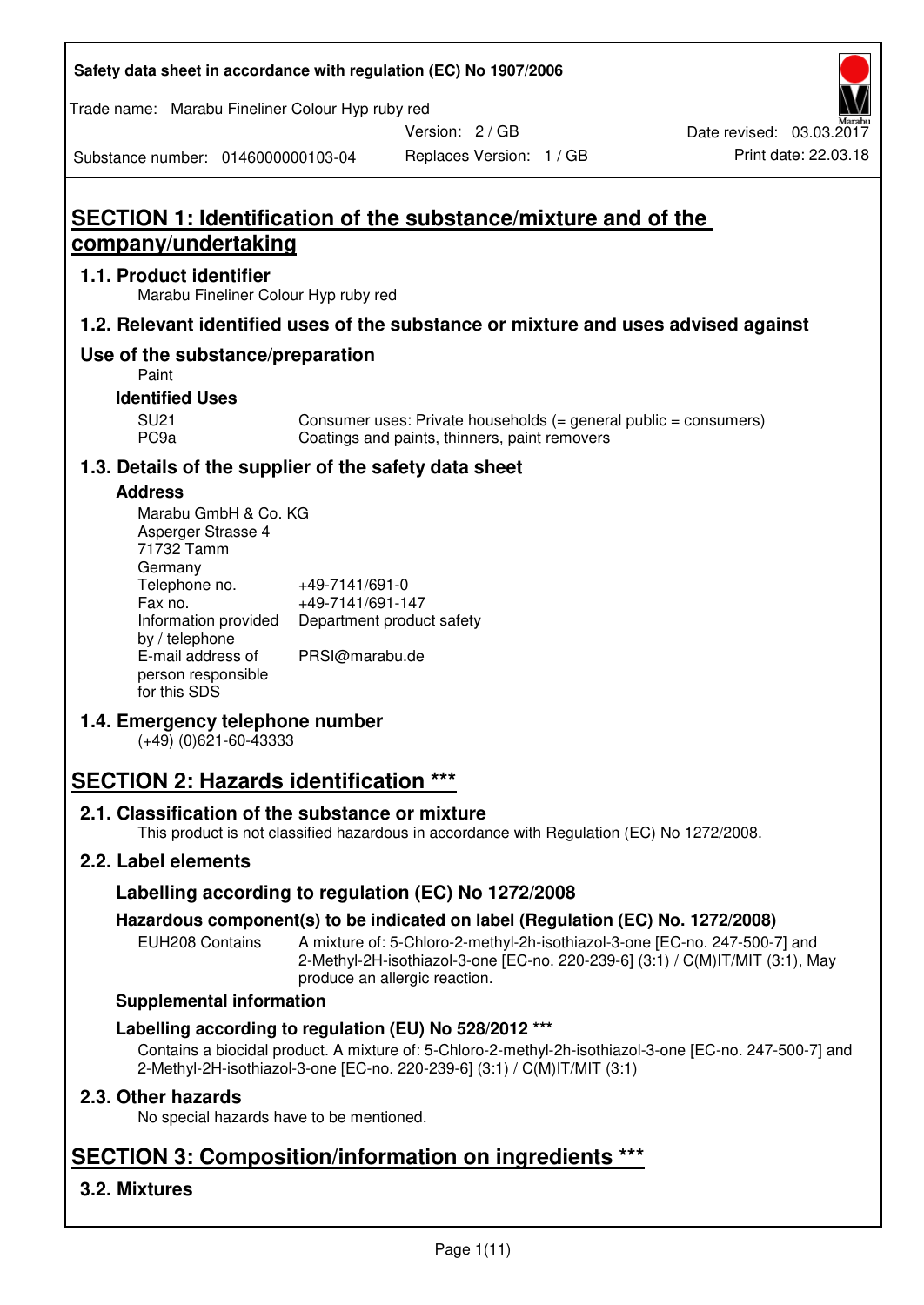# SECTION 1: Identification of the substance/mixture and of the company/undertaking

## 1.1. Product identifier

Marabu Fineliner Colour Hyp ruby red

## 1.2. Relevant identified uses of the substance or mixture and uses advised against

## Use of the substance/preparation

Paint

### Identified Uses

| | |
|---|---|
| SU21 | Consumer uses: Private households (= general public = consumers) |
| PC9a | Coatings and paints, thinners, paint removers |

## 1.3. Details of the supplier of the safety data sheet

### Address

Marabu GmbH & Co. KG
Asperger Strasse 4
71732 Tamm
Germany

| | |
|---|---|
| Telephone no. | +49-7141/691-0 |
| Fax no. | +49-7141/691-147 |
| Information provided by / telephone | Department product safety |
| E-mail address of person responsible for this SDS | PRSI@marabu.de |

## 1.4. Emergency telephone number

(+49) (0)621-60-43333

# SECTION 2: Hazards identification ***

## 2.1. Classification of the substance or mixture

This product is not classified hazardous in accordance with Regulation (EC) No 1272/2008.

## 2.2. Label elements

### Labelling according to regulation (EC) No 1272/2008

### Hazardous component(s) to be indicated on label (Regulation (EC) No. 1272/2008)

EUH208 Contains — A mixture of: 5-Chloro-2-methyl-2h-isothiazol-3-one [EC-no. 247-500-7] and 2-Methyl-2H-isothiazol-3-one [EC-no. 220-239-6] (3:1) / C(M)IT/MIT (3:1), May produce an allergic reaction.

### Supplemental information

### Labelling according to regulation (EU) No 528/2012 ***

Contains a biocidal product. A mixture of: 5-Chloro-2-methyl-2h-isothiazol-3-one [EC-no. 247-500-7] and 2-Methyl-2H-isothiazol-3-one [EC-no. 220-239-6] (3:1) / C(M)IT/MIT (3:1)

## 2.3. Other hazards

No special hazards have to be mentioned.

# SECTION 3: Composition/information on ingredients ***

## 3.2. Mixtures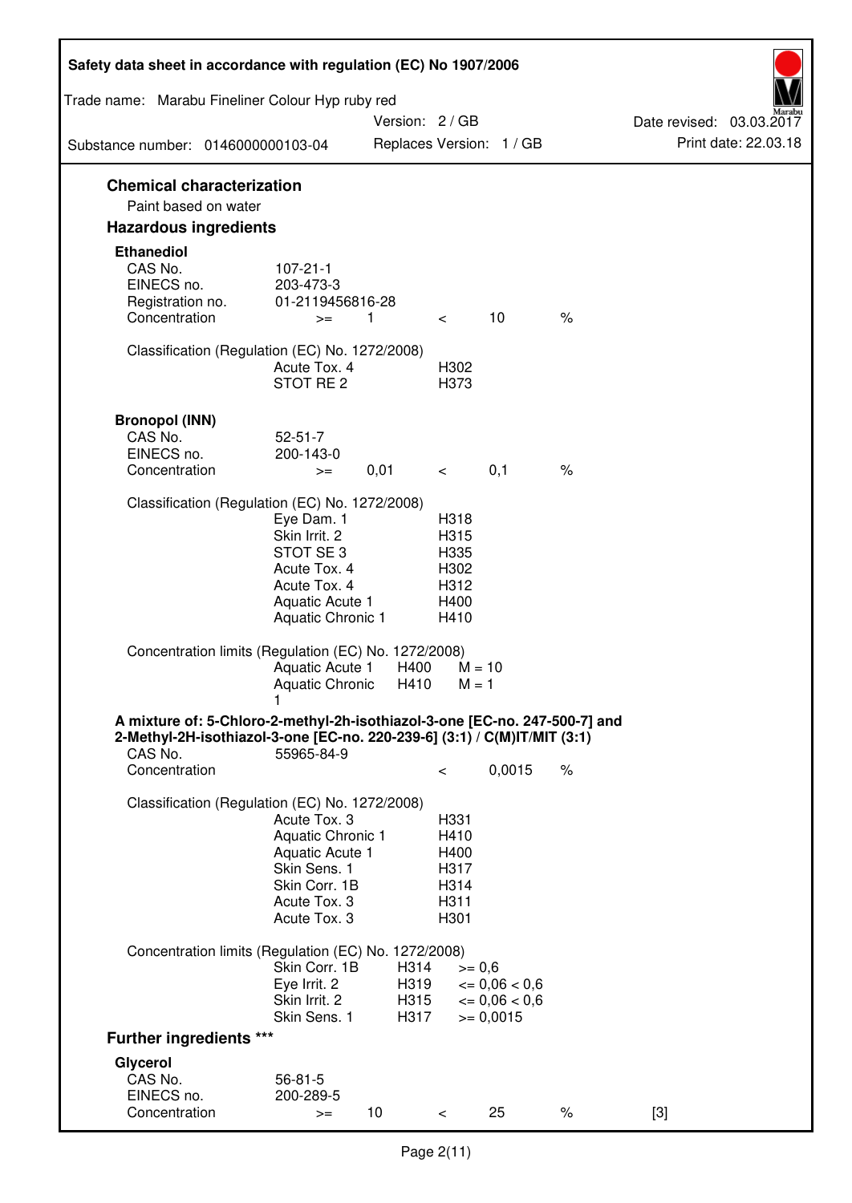## Chemical characterization

Paint based on water

## Hazardous ingredients

### Ethanediol

| | | | | | |
|---|---|---|---|---|---|
| CAS No. | 107-21-1 | | | | |
| EINECS no. | 203-473-3 | | | | |
| Registration no. | 01-2119456816-28 | | | | |
| Concentration | >= | 1 | < | 10 | % |

Classification (Regulation (EC) No. 1272/2008)

| | |
|---|---|
| Acute Tox. 4 | H302 |
| STOT RE 2 | H373 |

### Bronopol (INN)

| | | | | | |
|---|---|---|---|---|---|
| CAS No. | 52-51-7 | | | | |
| EINECS no. | 200-143-0 | | | | |
| Concentration | >= | 0,01 | < | 0,1 | % |

Classification (Regulation (EC) No. 1272/2008)

| | |
|---|---|
| Eye Dam. 1 | H318 |
| Skin Irrit. 2 | H315 |
| STOT SE 3 | H335 |
| Acute Tox. 4 | H302 |
| Acute Tox. 4 | H312 |
| Aquatic Acute 1 | H400 |
| Aquatic Chronic 1 | H410 |

Concentration limits (Regulation (EC) No. 1272/2008)

| | | |
|---|---|---|
| Aquatic Acute 1 | H400 | M = 10 |
| Aquatic Chronic 1 | H410 | M = 1 |

### A mixture of: 5-Chloro-2-methyl-2h-isothiazol-3-one [EC-no. 247-500-7] and 2-Methyl-2H-isothiazol-3-one [EC-no. 220-239-6] (3:1) / C(M)IT/MIT (3:1)

| | | | |
|---|---|---|---|
| CAS No. | 55965-84-9 | | |
| Concentration | < | 0,0015 | % |

Classification (Regulation (EC) No. 1272/2008)

| | |
|---|---|
| Acute Tox. 3 | H331 |
| Aquatic Chronic 1 | H410 |
| Aquatic Acute 1 | H400 |
| Skin Sens. 1 | H317 |
| Skin Corr. 1B | H314 |
| Acute Tox. 3 | H311 |
| Acute Tox. 3 | H301 |

Concentration limits (Regulation (EC) No. 1272/2008)

| | | |
|---|---|---|
| Skin Corr. 1B | H314 | >= 0,6 |
| Eye Irrit. 2 | H319 | <= 0,06 < 0,6 |
| Skin Irrit. 2 | H315 | <= 0,06 < 0,6 |
| Skin Sens. 1 | H317 | >= 0,0015 |

## Further ingredients ***

### Glycerol

| | | | | | | |
|---|---|---|---|---|---|---|
| CAS No. | 56-81-5 | | | | | |
| EINECS no. | 200-289-5 | | | | | |
| Concentration | >= | 10 | < | 25 | % | [3] |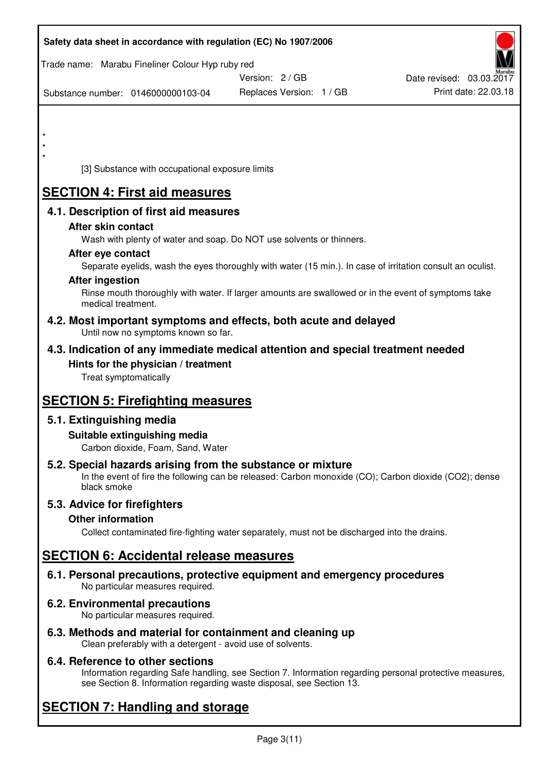\*
\*
\*

[3] Substance with occupational exposure limits

# SECTION 4: First aid measures

## 4.1. Description of first aid measures

### After skin contact

Wash with plenty of water and soap. Do NOT use solvents or thinners.

### After eye contact

Separate eyelids, wash the eyes thoroughly with water (15 min.). In case of irritation consult an oculist.

### After ingestion

Rinse mouth thoroughly with water. If larger amounts are swallowed or in the event of symptoms take medical treatment.

## 4.2. Most important symptoms and effects, both acute and delayed

Until now no symptoms known so far.

## 4.3. Indication of any immediate medical attention and special treatment needed

### Hints for the physician / treatment

Treat symptomatically

# SECTION 5: Firefighting measures

## 5.1. Extinguishing media

### Suitable extinguishing media

Carbon dioxide, Foam, Sand, Water

## 5.2. Special hazards arising from the substance or mixture

In the event of fire the following can be released: Carbon monoxide (CO); Carbon dioxide ($CO_2$); dense black smoke

## 5.3. Advice for firefighters

### Other information

Collect contaminated fire-fighting water separately, must not be discharged into the drains.

# SECTION 6: Accidental release measures

## 6.1. Personal precautions, protective equipment and emergency procedures

No particular measures required.

## 6.2. Environmental precautions

No particular measures required.

## 6.3. Methods and material for containment and cleaning up

Clean preferably with a detergent - avoid use of solvents.

## 6.4. Reference to other sections

Information regarding Safe handling, see Section 7. Information regarding personal protective measures, see Section 8. Information regarding waste disposal, see Section 13.

# SECTION 7: Handling and storage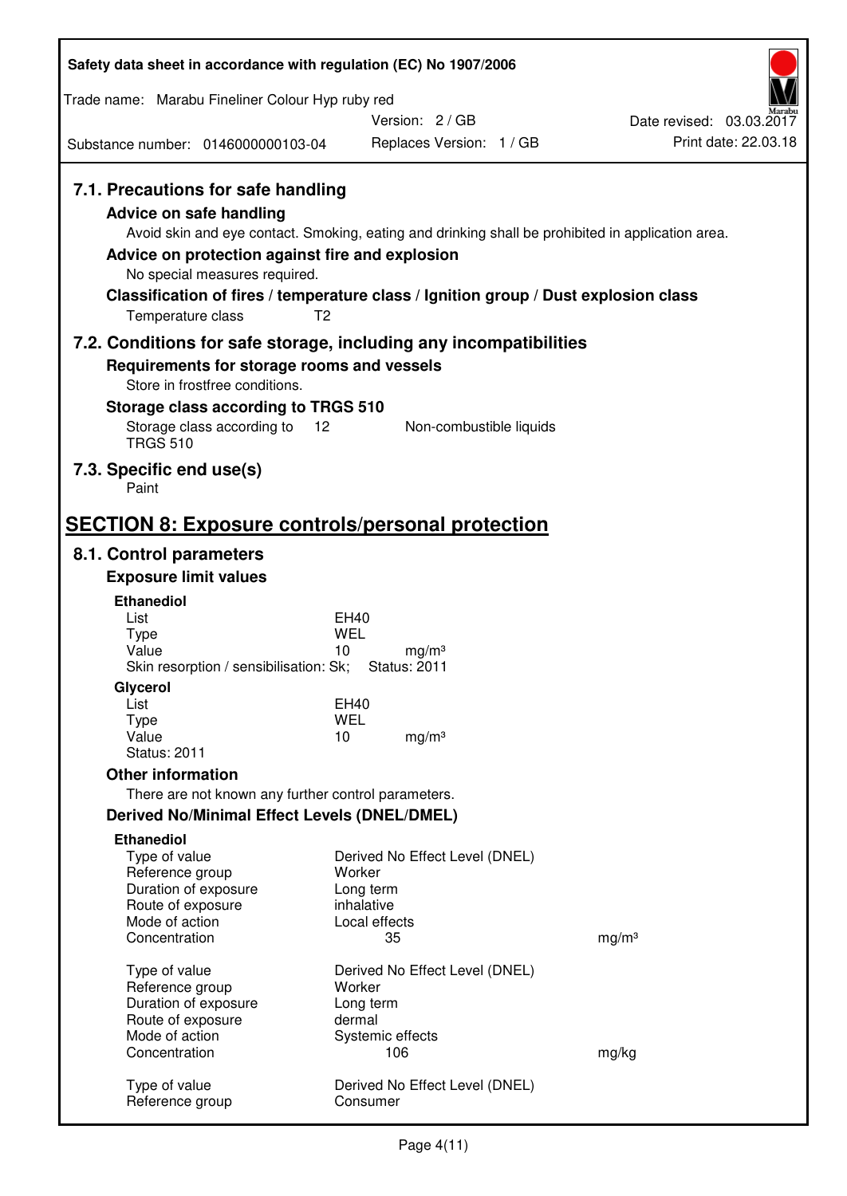## 7.1. Precautions for safe handling

### Advice on safe handling

Avoid skin and eye contact. Smoking, eating and drinking shall be prohibited in application area.

### Advice on protection against fire and explosion

No special measures required.

### Classification of fires / temperature class / Ignition group / Dust explosion class

Temperature class T2

## 7.2. Conditions for safe storage, including any incompatibilities

### Requirements for storage rooms and vessels

Store in frostfree conditions.

### Storage class according to TRGS 510

Storage class according to TRGS 510 12 Non-combustible liquids

## 7.3. Specific end use(s)

Paint

# SECTION 8: Exposure controls/personal protection

## 8.1. Control parameters

### Exposure limit values

**Ethanediol**

| | | |
|---|---|---|
| List | EH40 | |
| Type | WEL | |
| Value | 10 | mg/m³ |

Skin resorption / sensibilisation: Sk; Status: 2011

**Glycerol**

| | | |
|---|---|---|
| List | EH40 | |
| Type | WEL | |
| Value | 10 | mg/m³ |

Status: 2011

### Other information

There are not known any further control parameters.

### Derived No/Minimal Effect Levels (DNEL/DMEL)

**Ethanediol**

| | | |
|---|---|---|
| Type of value | Derived No Effect Level (DNEL) | |
| Reference group | Worker | |
| Duration of exposure | Long term | |
| Route of exposure | inhalative | |
| Mode of action | Local effects | |
| Concentration | 35 | mg/m³ |

| | | |
|---|---|---|
| Type of value | Derived No Effect Level (DNEL) | |
| Reference group | Worker | |
| Duration of exposure | Long term | |
| Route of exposure | dermal | |
| Mode of action | Systemic effects | |
| Concentration | 106 | mg/kg |

| | |
|---|---|
| Type of value | Derived No Effect Level (DNEL) |
| Reference group | Consumer |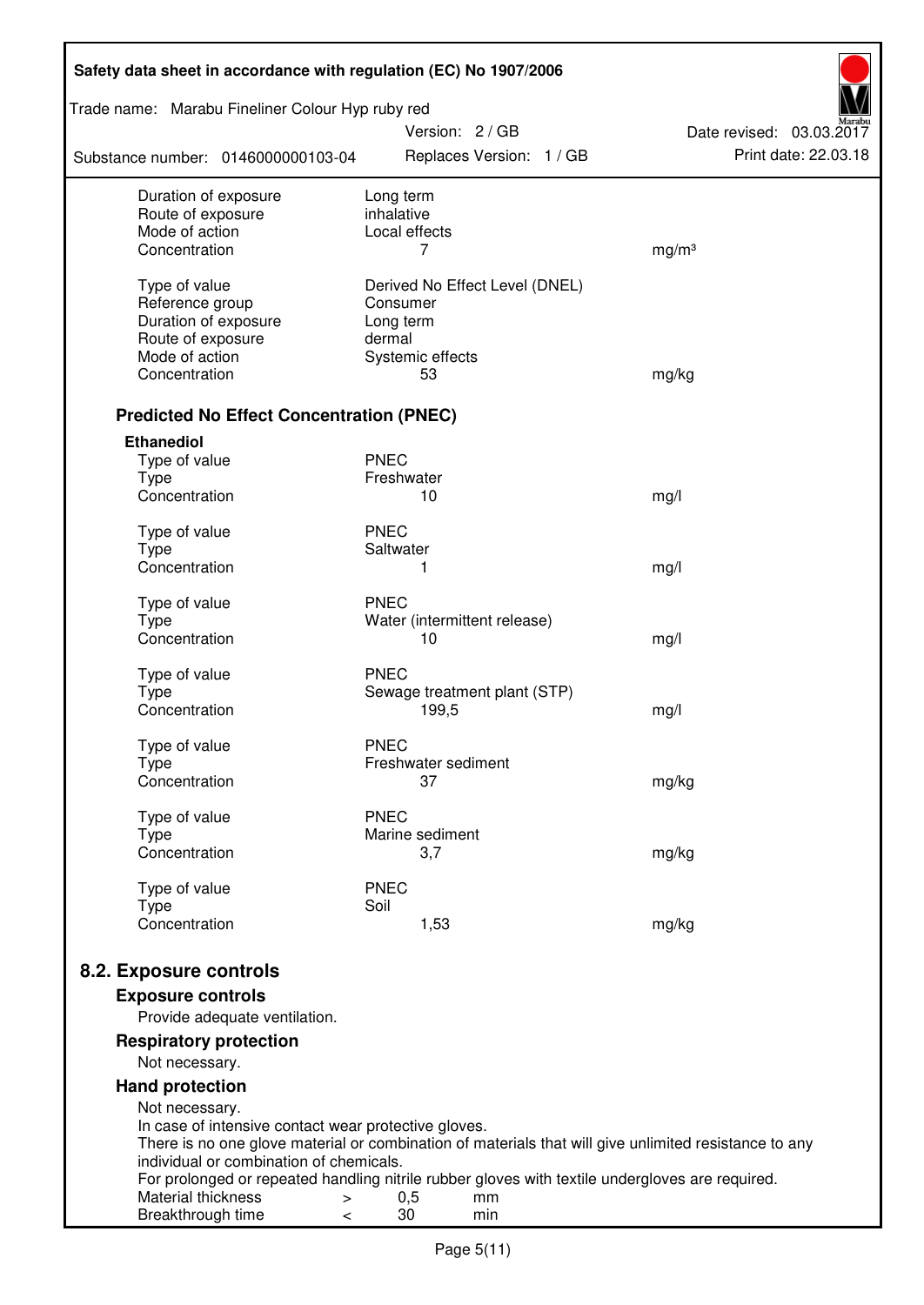| | | |
|---|---|---|
| Duration of exposure | Long term | |
| Route of exposure | inhalative | |
| Mode of action | Local effects | |
| Concentration | 7 | mg/m³ |
| | | |
| Type of value | Derived No Effect Level (DNEL) | |
| Reference group | Consumer | |
| Duration of exposure | Long term | |
| Route of exposure | dermal | |
| Mode of action | Systemic effects | |
| Concentration | 53 | mg/kg |

### Predicted No Effect Concentration (PNEC)

**Ethanediol**

| | | |
|---|---|---|
| Type of value | PNEC | |
| Type | Freshwater | |
| Concentration | 10 | mg/l |
| | | |
| Type of value | PNEC | |
| Type | Saltwater | |
| Concentration | 1 | mg/l |
| | | |
| Type of value | PNEC | |
| Type | Water (intermittent release) | |
| Concentration | 10 | mg/l |
| | | |
| Type of value | PNEC | |
| Type | Sewage treatment plant (STP) | |
| Concentration | 199,5 | mg/l |
| | | |
| Type of value | PNEC | |
| Type | Freshwater sediment | |
| Concentration | 37 | mg/kg |
| | | |
| Type of value | PNEC | |
| Type | Marine sediment | |
| Concentration | 3,7 | mg/kg |
| | | |
| Type of value | PNEC | |
| Type | Soil | |
| Concentration | 1,53 | mg/kg |

## 8.2. Exposure controls

### Exposure controls

Provide adequate ventilation.

### Respiratory protection

Not necessary.

### Hand protection

Not necessary.
In case of intensive contact wear protective gloves.
There is no one glove material or combination of materials that will give unlimited resistance to any individual or combination of chemicals.
For prolonged or repeated handling nitrile rubber gloves with textile undergloves are required.

| | | | |
|---|---|---|---|
| Material thickness | > | 0,5 | mm |
| Breakthrough time | < | 30 | min |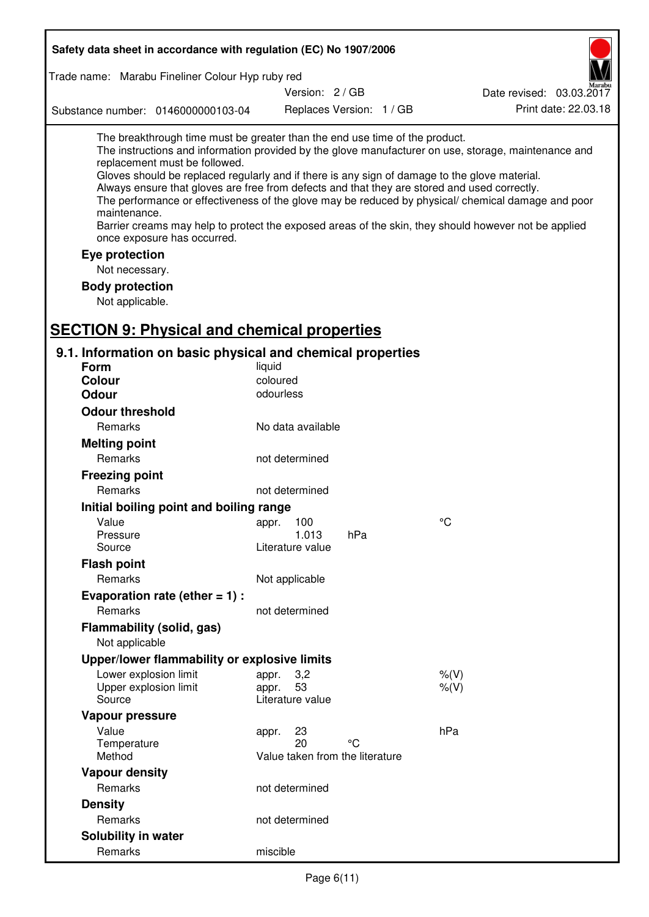The breakthrough time must be greater than the end use time of the product.
The instructions and information provided by the glove manufacturer on use, storage, maintenance and replacement must be followed.
Gloves should be replaced regularly and if there is any sign of damage to the glove material.
Always ensure that gloves are free from defects and that they are stored and used correctly.
The performance or effectiveness of the glove may be reduced by physical/ chemical damage and poor maintenance.
Barrier creams may help to protect the exposed areas of the skin, they should however not be applied once exposure has occurred.

**Eye protection**

Not necessary.

**Body protection**

Not applicable.

# SECTION 9: Physical and chemical properties

## 9.1. Information on basic physical and chemical properties

| | | | |
|---|---|---|---|
| **Form** | liquid | | |
| **Colour** | coloured | | |
| **Odour** | odourless | | |
| **Odour threshold** | | | |
| Remarks | No data available | | |
| **Melting point** | | | |
| Remarks | not determined | | |
| **Freezing point** | | | |
| Remarks | not determined | | |
| **Initial boiling point and boiling range** | | | |
| Value | appr. 100 | | °C |
| Pressure | 1.013 | hPa | |
| Source | Literature value | | |
| **Flash point** | | | |
| Remarks | Not applicable | | |
| **Evaporation rate (ether = 1) :** | | | |
| Remarks | not determined | | |
| **Flammability (solid, gas)** | | | |
| Not applicable | | | |
| **Upper/lower flammability or explosive limits** | | | |
| Lower explosion limit | appr. 3,2 | | %(V) |
| Upper explosion limit | appr. 53 | | %(V) |
| Source | Literature value | | |
| **Vapour pressure** | | | |
| Value | appr. 23 | | hPa |
| Temperature | 20 | °C | |
| Method | Value taken from the literature | | |
| **Vapour density** | | | |
| Remarks | not determined | | |
| **Density** | | | |
| Remarks | not determined | | |
| **Solubility in water** | | | |
| Remarks | miscible | | |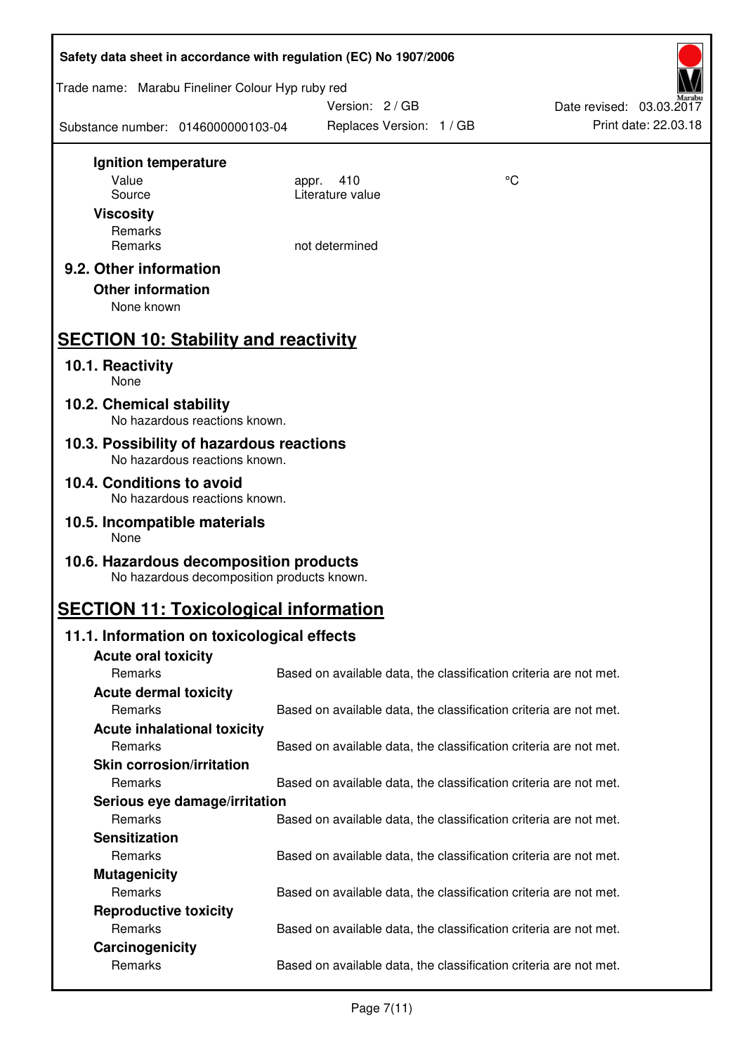**Ignition temperature**

| | | |
|---|---|---|
| Value | appr. 410 | °C |
| Source | Literature value | |

**Viscosity**

Remarks
Remarks — not determined

## 9.2. Other information

**Other information**

None known

# SECTION 10: Stability and reactivity

## 10.1. Reactivity

None

## 10.2. Chemical stability

No hazardous reactions known.

## 10.3. Possibility of hazardous reactions

No hazardous reactions known.

## 10.4. Conditions to avoid

No hazardous reactions known.

## 10.5. Incompatible materials

None

## 10.6. Hazardous decomposition products

No hazardous decomposition products known.

# SECTION 11: Toxicological information

## 11.1. Information on toxicological effects

**Acute oral toxicity**

Remarks: Based on available data, the classification criteria are not met.

**Acute dermal toxicity**

Remarks: Based on available data, the classification criteria are not met.

**Acute inhalational toxicity**

Remarks: Based on available data, the classification criteria are not met.

**Skin corrosion/irritation**

Remarks: Based on available data, the classification criteria are not met.

**Serious eye damage/irritation**

Remarks: Based on available data, the classification criteria are not met.

**Sensitization**

Remarks: Based on available data, the classification criteria are not met.

**Mutagenicity**

Remarks: Based on available data, the classification criteria are not met.

**Reproductive toxicity**

Remarks: Based on available data, the classification criteria are not met.

**Carcinogenicity**

Remarks: Based on available data, the classification criteria are not met.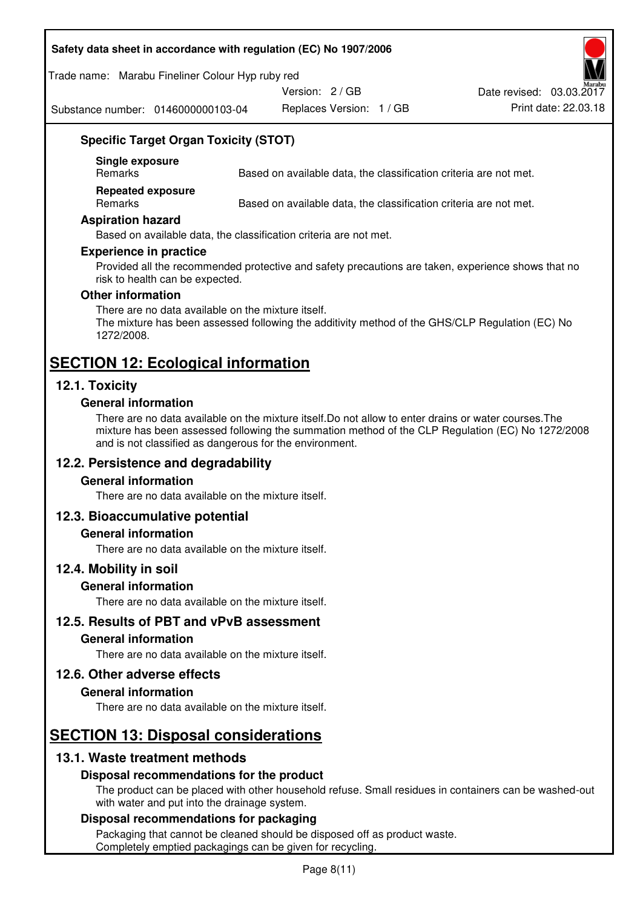### Specific Target Organ Toxicity (STOT)

| | |
|---|---|
| **Single exposure** | |
| Remarks | Based on available data, the classification criteria are not met. |
| **Repeated exposure** | |
| Remarks | Based on available data, the classification criteria are not met. |

### Aspiration hazard

Based on available data, the classification criteria are not met.

### Experience in practice

Provided all the recommended protective and safety precautions are taken, experience shows that no risk to health can be expected.

### Other information

There are no data available on the mixture itself.
The mixture has been assessed following the additivity method of the GHS/CLP Regulation (EC) No 1272/2008.

# SECTION 12: Ecological information

## 12.1. Toxicity

### General information

There are no data available on the mixture itself.Do not allow to enter drains or water courses.The mixture has been assessed following the summation method of the CLP Regulation (EC) No 1272/2008 and is not classified as dangerous for the environment.

## 12.2. Persistence and degradability

### General information

There are no data available on the mixture itself.

## 12.3. Bioaccumulative potential

### General information

There are no data available on the mixture itself.

## 12.4. Mobility in soil

### General information

There are no data available on the mixture itself.

## 12.5. Results of PBT and vPvB assessment

### General information

There are no data available on the mixture itself.

## 12.6. Other adverse effects

### General information

There are no data available on the mixture itself.

# SECTION 13: Disposal considerations

## 13.1. Waste treatment methods

### Disposal recommendations for the product

The product can be placed with other household refuse. Small residues in containers can be washed-out with water and put into the drainage system.

### Disposal recommendations for packaging

Packaging that cannot be cleaned should be disposed off as product waste.
Completely emptied packagings can be given for recycling.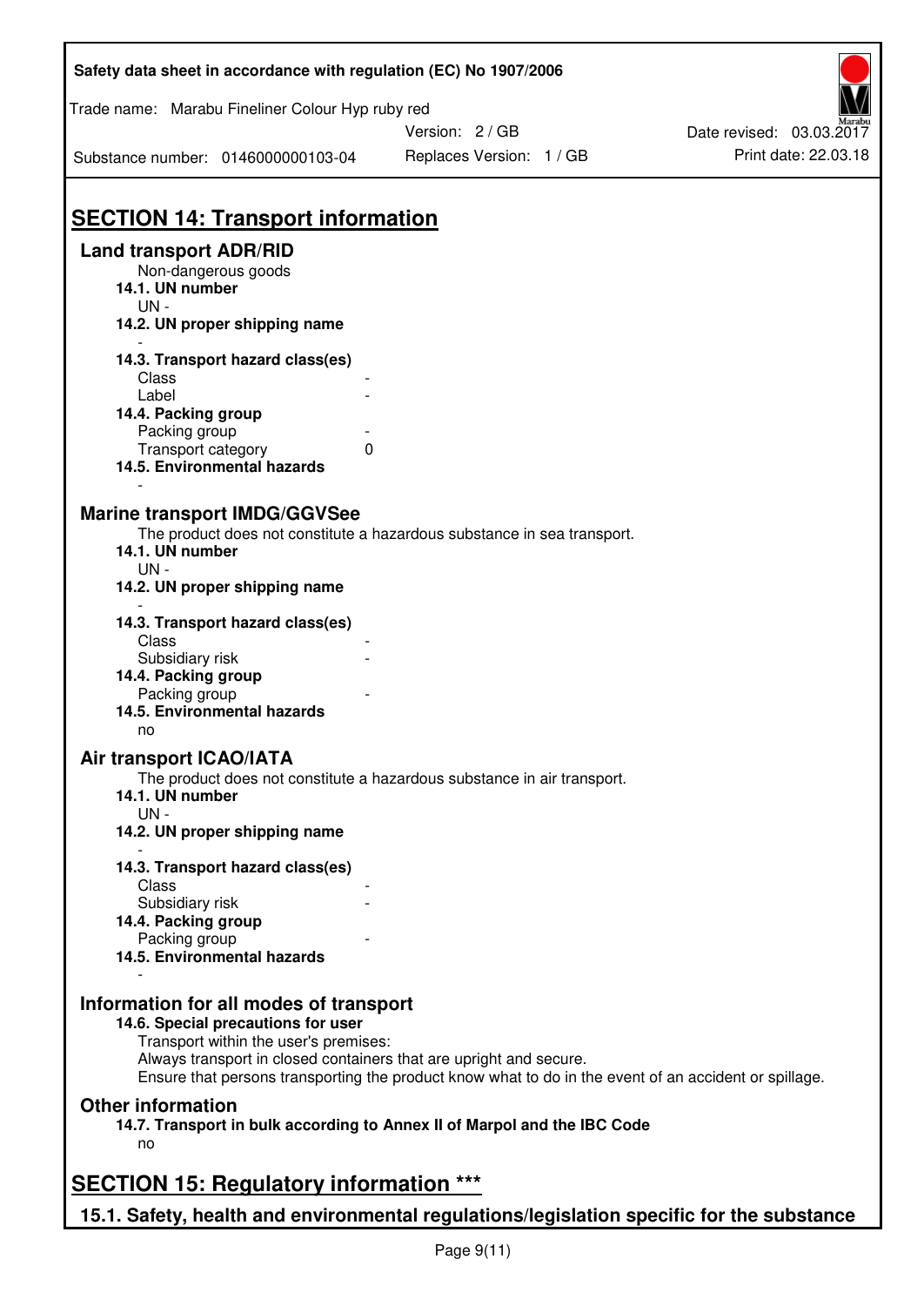## SECTION 14: Transport information

### Land transport ADR/RID

Non-dangerous goods

**14.1. UN number**

UN -

**14.2. UN proper shipping name**

-

**14.3. Transport hazard class(es)**

| | |
|---|---|
| Class | - |
| Label | - |

**14.4. Packing group**

| | |
|---|---|
| Packing group | - |
| Transport category | 0 |

**14.5. Environmental hazards**

-

### Marine transport IMDG/GGVSee

The product does not constitute a hazardous substance in sea transport.

**14.1. UN number**

UN -

**14.2. UN proper shipping name**

-

**14.3. Transport hazard class(es)**

| | |
|---|---|
| Class | - |
| Subsidiary risk | - |

**14.4. Packing group**

| | |
|---|---|
| Packing group | - |

**14.5. Environmental hazards**

no

### Air transport ICAO/IATA

The product does not constitute a hazardous substance in air transport.

**14.1. UN number**

UN -

**14.2. UN proper shipping name**

-

**14.3. Transport hazard class(es)**

| | |
|---|---|
| Class | - |
| Subsidiary risk | - |

**14.4. Packing group**

| | |
|---|---|
| Packing group | - |

**14.5. Environmental hazards**

-

### Information for all modes of transport

**14.6. Special precautions for user**

Transport within the user's premises:
Always transport in closed containers that are upright and secure.
Ensure that persons transporting the product know what to do in the event of an accident or spillage.

### Other information

**14.7. Transport in bulk according to Annex II of Marpol and the IBC Code**

no

## SECTION 15: Regulatory information ***

### 15.1. Safety, health and environmental regulations/legislation specific for the substance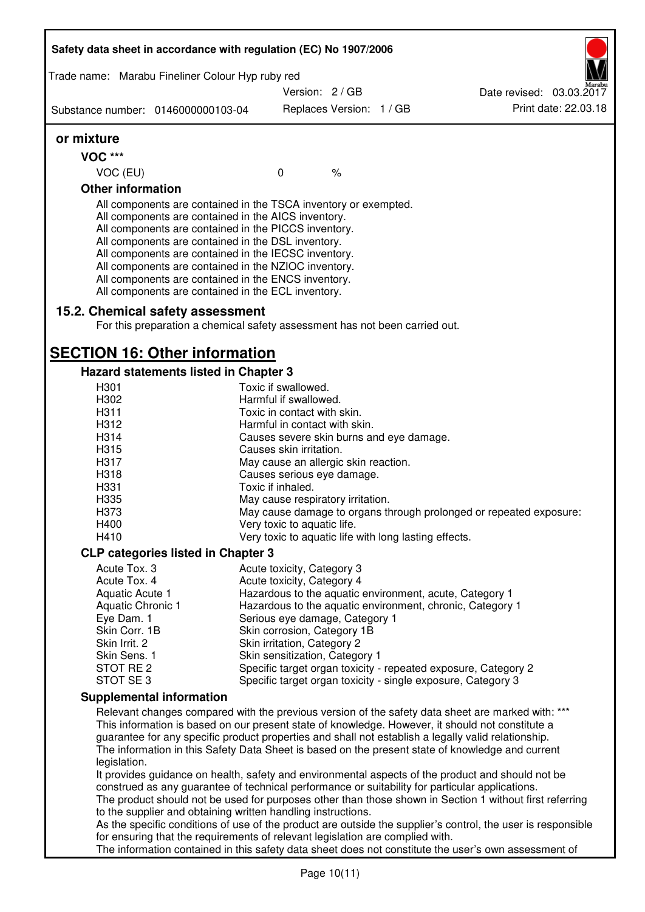### or mixture

#### VOC ***

| | | |
|---|---|---|
| VOC (EU) | 0 | % |

#### Other information

All components are contained in the TSCA inventory or exempted.
All components are contained in the AICS inventory.
All components are contained in the PICCS inventory.
All components are contained in the DSL inventory.
All components are contained in the IECSC inventory.
All components are contained in the NZIOC inventory.
All components are contained in the ENCS inventory.
All components are contained in the ECL inventory.

### 15.2. Chemical safety assessment

For this preparation a chemical safety assessment has not been carried out.

## SECTION 16: Other information

### Hazard statements listed in Chapter 3

| | |
|---|---|
| H301 | Toxic if swallowed. |
| H302 | Harmful if swallowed. |
| H311 | Toxic in contact with skin. |
| H312 | Harmful in contact with skin. |
| H314 | Causes severe skin burns and eye damage. |
| H315 | Causes skin irritation. |
| H317 | May cause an allergic skin reaction. |
| H318 | Causes serious eye damage. |
| H331 | Toxic if inhaled. |
| H335 | May cause respiratory irritation. |
| H373 | May cause damage to organs through prolonged or repeated exposure: |
| H400 | Very toxic to aquatic life. |
| H410 | Very toxic to aquatic life with long lasting effects. |

### CLP categories listed in Chapter 3

| | |
|---|---|
| Acute Tox. 3 | Acute toxicity, Category 3 |
| Acute Tox. 4 | Acute toxicity, Category 4 |
| Aquatic Acute 1 | Hazardous to the aquatic environment, acute, Category 1 |
| Aquatic Chronic 1 | Hazardous to the aquatic environment, chronic, Category 1 |
| Eye Dam. 1 | Serious eye damage, Category 1 |
| Skin Corr. 1B | Skin corrosion, Category 1B |
| Skin Irrit. 2 | Skin irritation, Category 2 |
| Skin Sens. 1 | Skin sensitization, Category 1 |
| STOT RE 2 | Specific target organ toxicity - repeated exposure, Category 2 |
| STOT SE 3 | Specific target organ toxicity - single exposure, Category 3 |

### Supplemental information

Relevant changes compared with the previous version of the safety data sheet are marked with: ***
This information is based on our present state of knowledge. However, it should not constitute a guarantee for any specific product properties and shall not establish a legally valid relationship.
The information in this Safety Data Sheet is based on the present state of knowledge and current legislation.
It provides guidance on health, safety and environmental aspects of the product and should not be construed as any guarantee of technical performance or suitability for particular applications.
The product should not be used for purposes other than those shown in Section 1 without first referring to the supplier and obtaining written handling instructions.
As the specific conditions of use of the product are outside the supplier's control, the user is responsible for ensuring that the requirements of relevant legislation are complied with.
The information contained in this safety data sheet does not constitute the user's own assessment of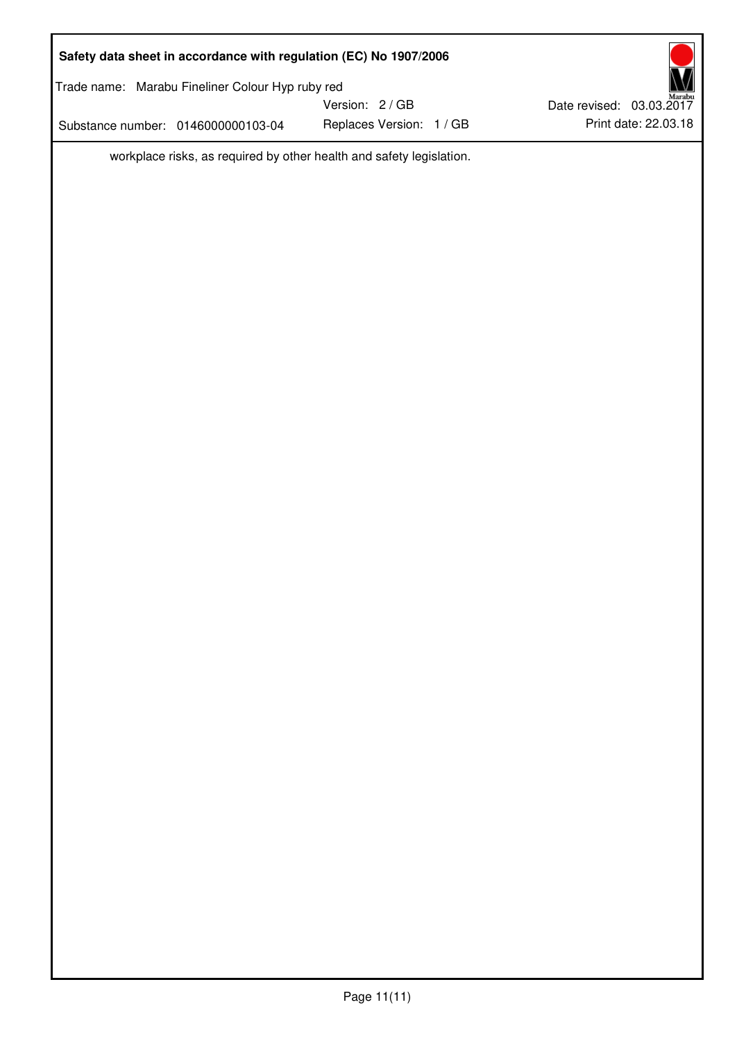workplace risks, as required by other health and safety legislation.